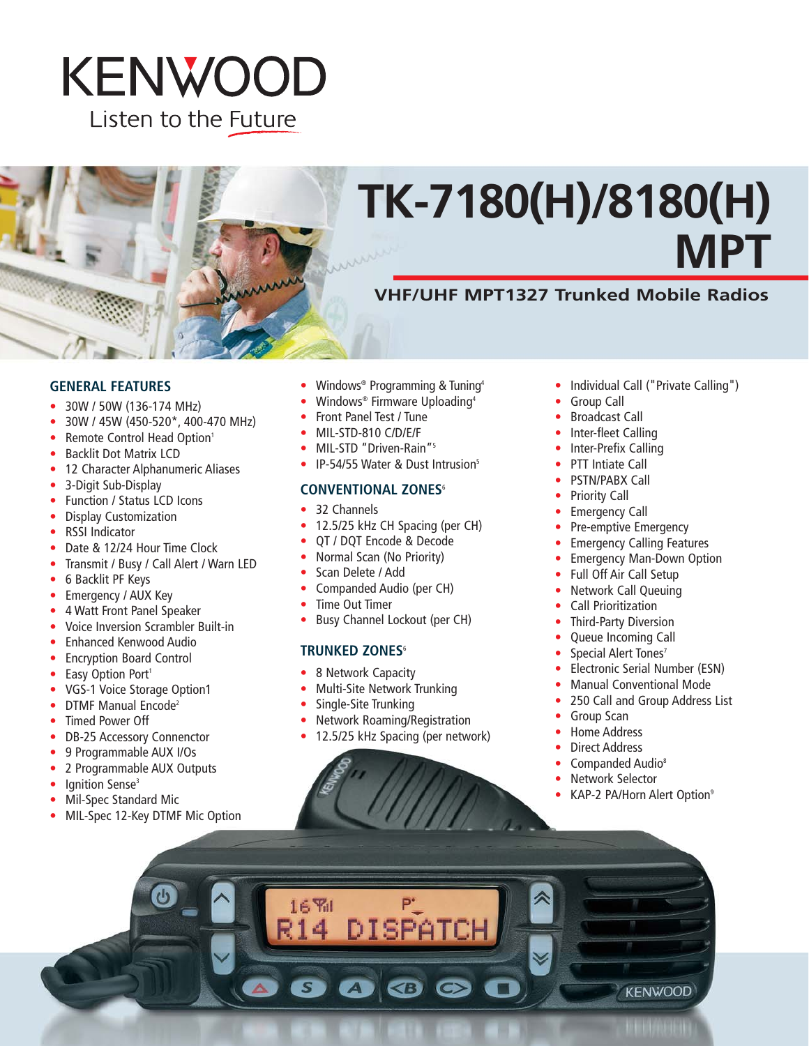KENWOOD

Listen to the Future

# TK-7180(H)/8180(H) MPT

## VHF/UHF MPT1327 Trunked Mobile Radios

### GENERAL FEATURES

- 30W / 50W (136-174 MHz)
- 30W / 45W (450-520*, 400-470 MHz)
- Remote Control Head Option[1]
- Backlit Dot Matrix LCD
- 12 Character Alphanumeric Aliases
- 3-Digit Sub-Display
- Function / Status LCD Icons
- Display Customization
- RSSI Indicator
- Date & 12/24 Hour Time Clock
- Transmit / Busy / Call Alert / Warn LED
- 6 Backlit PF Keys
- Emergency / AUX Key
- 4 Watt Front Panel Speaker
- Voice Inversion Scrambler Built-in
- Enhanced Kenwood Audio
- Encryption Board Control
- Easy Option Port[1]
- VGS-1 Voice Storage Option1
- DTMF Manual Encode[2]
- Timed Power Off
- DB-25 Accessory Connenctor
- 9 Programmable AUX I/Os
- 2 Programmable AUX Outputs
- Ignition Sense[3]
- Mil-Spec Standard Mic
- MIL-Spec 12-Key DTMF Mic Option
- Windows® Programming & Tuning[4]
- Windows® Firmware Uploading[4]
- Front Panel Test / Tune
- MIL-STD-810 C/D/E/F
- MIL-STD "Driven-Rain"[5]
- IP-54/55 Water & Dust Intrusion[5]

### CONVENTIONAL ZONES[6]

- 32 Channels
- 12.5/25 kHz CH Spacing (per CH)
- QT / DQT Encode & Decode
- Normal Scan (No Priority)
- Scan Delete / Add
- Companded Audio (per CH)
- Time Out Timer
- Busy Channel Lockout (per CH)

### TRUNKED ZONES[6]

- 8 Network Capacity
- Multi-Site Network Trunking
- Single-Site Trunking
- Network Roaming/Registration
- 12.5/25 kHz Spacing (per network)
- Individual Call ("Private Calling")
- Group Call
- Broadcast Call
- Inter-fleet Calling
- Inter-Prefix Calling
- PTT Intiate Call
- PSTN/PABX Call
- Priority Call
- Emergency Call
- Pre-emptive Emergency
- Emergency Calling Features
- Emergency Man-Down Option
- Full Off Air Call Setup
- Network Call Queuing
- Call Prioritization
- Third-Party Diversion
- Queue Incoming Call
- Special Alert Tones[7]
- Electronic Serial Number (ESN)
- Manual Conventional Mode
- 250 Call and Group Address List
- Group Scan
- Home Address
- Direct Address
- Companded Audio[8]
- Network Selector
- KAP-2 PA/Horn Alert Option[9]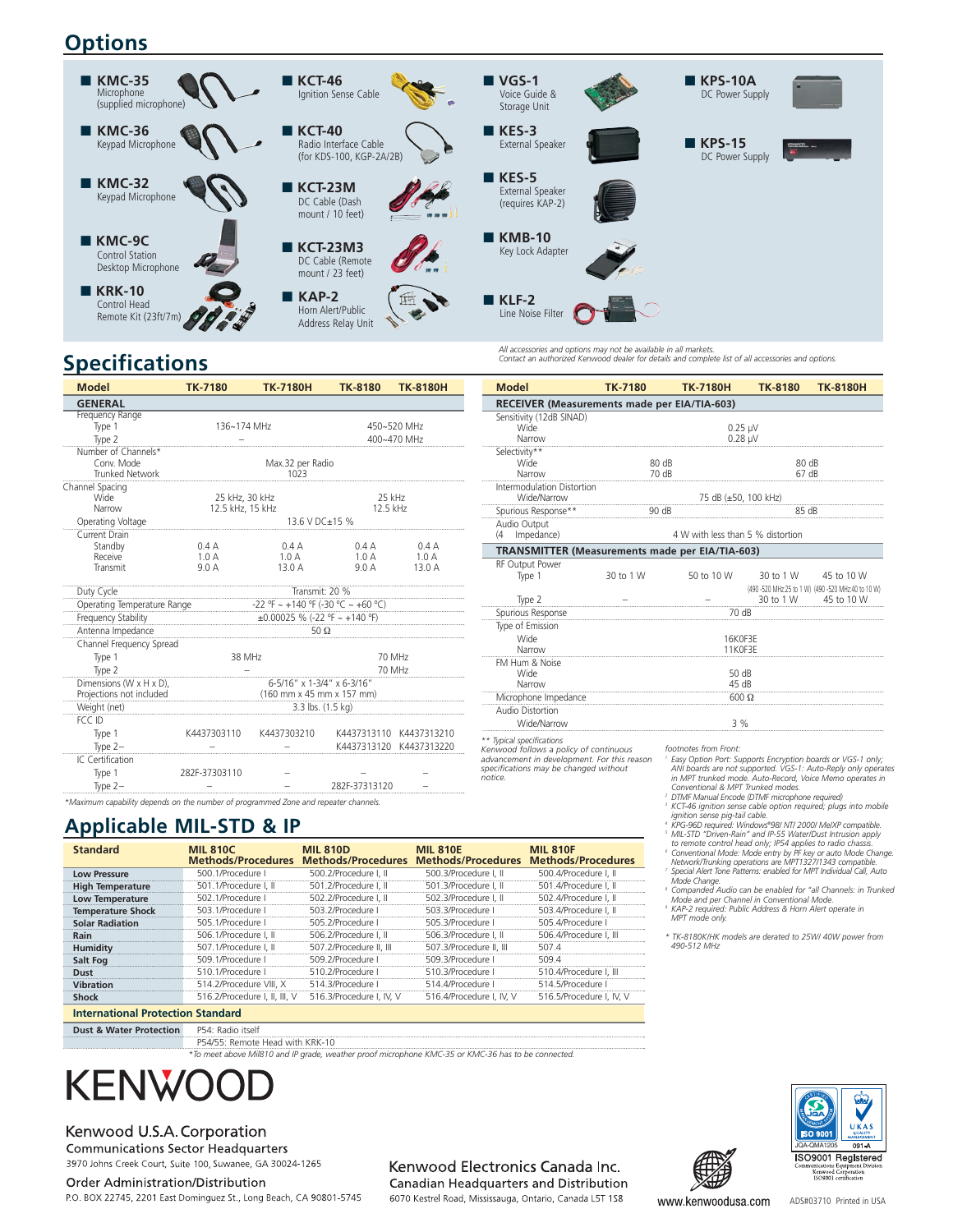## Options

- **KMC-35** Microphone (supplied microphone)
- **KMC-36** Keypad Microphone
- **KMC-32** Keypad Microphone
- **KMC-9C** Control Station Desktop Microphone
- **KRK-10** Control Head Remote Kit (23ft/7m)
- **KCT-46** Ignition Sense Cable
- **KCT-40** Radio Interface Cable (for KDS-100, KGP-2A/2B)
- **KCT-23M** DC Cable (Dash mount / 10 feet)
- **KCT-23M3** DC Cable (Remote mount / 23 feet)
- **KAP-2** Horn Alert/Public Address Relay Unit
- **VGS-1** Voice Guide & Storage Unit
- **KES-3** External Speaker
- **KES-5** External Speaker (requires KAP-2)
- **KMB-10** Key Lock Adapter
- **KLF-2** Line Noise Filter
- **KPS-10A** DC Power Supply
- **KPS-15** DC Power Supply

*All accessories and options may not be available in all markets. Contact an authorized Kenwood dealer for details and complete list of all accessories and options.*

## Specifications

| Model | TK-7180 | TK-7180H | TK-8180 | TK-8180H |
|---|---|---|---|---|
| **GENERAL** | | | | |
| Frequency Range Type 1 | 136~174 MHz | | 450~520 MHz | |
| Type 2 | – | | 400~470 MHz | |
| Number of Channels* Conv. Mode | Max.32 per Radio | | | |
| Trunked Network | 1023 | | | |
| Channel Spacing Wide | 25 kHz, 30 kHz | | 25 kHz | |
| Narrow | 12.5 kHz, 15 kHz | | 12.5 kHz | |
| Operating Voltage | 13.6 V DC±15 % | | | |
| Current Drain Standby | 0.4 A | 0.4 A | 0.4 A | 0.4 A |
| Receive | 1.0 A | 1.0 A | 1.0 A | 1.0 A |
| Transmit | 9.0 A | 13.0 A | 9.0 A | 13.0 A |
| Duty Cycle | Transmit: 20 % | | | |
| Operating Temperature Range | -22 °F ~ +140 °F (-30 °C ~ +60 °C) | | | |
| Frequency Stability | ±0.00025 % (-22 °F ~ +140 °F) | | | |
| Antenna Impedance | 50 Ω | | | |
| Channel Frequency Spread Type 1 | 38 MHz | | 70 MHz | |
| Type 2 | – | | 70 MHz | |
| Dimensions (W x H x D), Projections not included | 6-5/16" x 1-3/4" x 6-3/16" (160 mm x 45 mm x 157 mm) | | | |
| Weight (net) | 3.3 lbs. (1.5 kg) | | | |
| FCC ID Type 1 | K4437303110 | K4437303210 | K4437313110 | K4437313210 |
| Type 2– | – | – | K4437313120 | K4437313220 |
| IC Certification Type 1 | 282F-37303110 | – | – | – |
| Type 2– | – | – | 282F-37313120 | – |

*Maximum capability depends on the number of programmed Zone and repeater channels.

| Model | TK-7180 | TK-7180H | TK-8180 | TK-8180H |
|---|---|---|---|---|
| **RECEIVER (Measurements made per EIA/TIA-603)** | | | | |
| Sensitivity (12dB SINAD) Wide | 0.25 µV | | | |
| Narrow | 0.28 µV | | | |
| Selectivity** Wide | 80 dB | | 80 dB | |
| Narrow | 70 dB | | 67 dB | |
| Intermodulation Distortion Wide/Narrow | 75 dB (±50, 100 kHz) | | | |
| Spurious Response** | 90 dB | | 85 dB | |
| Audio Output (4 Impedance) | 4 W with less than 5 % distortion | | | |
| **TRANSMITTER (Measurements made per EIA/TIA-603)** | | | | |
| RF Output Power Type 1 | 30 to 1 W | 50 to 10 W | 30 to 1 W (490 -520 MHz:25 to 1 W) | 45 to 10 W (490 -520 MHz:40 to 10 W) |
| Type 2 | – | – | 30 to 1 W | 45 to 10 W |
| Spurious Response | 70 dB | | | |
| Type of Emission Wide | 16K0F3E | | | |
| Narrow | 11K0F3E | | | |
| FM Hum & Noise Wide | 50 dB | | | |
| Narrow | 45 dB | | | |
| Microphone Impedance | 600 Ω | | | |
| Audio Distortion Wide/Narrow | 3 % | | | |

** Typical specifications
*Kenwood follows a policy of continuous advancement in development. For this reason specifications may be changed without notice.*

footnotes from Front:
[1] Easy Option Port: Supports Encryption boards or VGS-1 only; ANI boards are not supported. VGS-1: Auto-Reply only operates in MPT trunked mode. Auto-Record, Voice Memo operates in Conventional & MPT Trunked modes.
[2] DTMF Manual Encode (DTMF microphone required)
[3] KCT-46 ignition sense cable option required; plugs into mobile ignition sense pig-tail cable.
[4] KPG-96D required: Windows®98/ NT/ 2000/ Me/XP compatible.
[5] MIL-STD "Driven-Rain" and IP-55 Water/Dust Intrusion apply to remote control head only; IP54 applies to radio chassis.
[6] Conventional Mode: Mode entry by PF key or auto Mode Change. Network/Trunking operations are MPT1327/1343 compatible.
[7] Special Alert Tone Patterns: enabled for MPT Individual Call, Auto Mode Change.
[8] Companded Audio can be enabled for "all Channels: in Trunked Mode and per Channel in Conventional Mode.
[9] KAP-2 required: Public Address & Horn Alert operate in MPT mode only.

* TK-8180K/HK models are derated to 25W/ 40W power from 490-512 MHz

## Applicable MIL-STD & IP

| Standard | MIL 810C Methods/Procedures | MIL 810D Methods/Procedures | MIL 810E Methods/Procedures | MIL 810F Methods/Procedures |
|---|---|---|---|---|
| Low Pressure | 500.1/Procedure I | 500.2/Procedure I, II | 500.3/Procedure I, II | 500.4/Procedure I, II |
| High Temperature | 501.1/Procedure I, II | 501.2/Procedure I, II | 501.3/Procedure I, II | 501.4/Procedure I, II |
| Low Temperature | 502.1/Procedure I | 502.2/Procedure I, II | 502.3/Procedure I, II | 502.4/Procedure I, II |
| Temperature Shock | 503.1/Procedure I | 503.2/Procedure I | 503.3/Procedure I | 503.4/Procedure I, II |
| Solar Radiation | 505.1/Procedure I | 505.2/Procedure I | 505.3/Procedure I | 505.4/Procedure I |
| Rain | 506.1/Procedure I, II | 506.2/Procedure I, II | 506.3/Procedure I, II | 506.4/Procedure I, III |
| Humidity | 507.1/Procedure I, II | 507.2/Procedure II, III | 507.3/Procedure II, III | 507.4 |
| Salt Fog | 509.1/Procedure I | 509.2/Procedure I | 509.3/Procedure I | 509.4 |
| Dust | 510.1/Procedure I | 510.2/Procedure I | 510.3/Procedure I | 510.4/Procedure I, III |
| Vibration | 514.2/Procedure VIII, X | 514.3/Procedure I | 514.4/Procedure I | 514.5/Procedure I |
| Shock | 516.2/Procedure I, II, III, V | 516.3/Procedure I, IV, V | 516.4/Procedure I, IV, V | 516.5/Procedure I, IV, V |

| International Protection Standard | |
|---|---|
| Dust & Water Protection | P54: Radio itself |
| | P54/55: Remote Head with KRK-10 |

*To meet above Mil810 and IP grade, weather proof microphone KMC-35 or KMC-36 has to be connected.

KENWOOD

**Kenwood U.S.A. Corporation**
Communications Sector Headquarters
3970 Johns Creek Court, Suite 100, Suwanee, GA 30024-1265

Order Administration/Distribution
P.O. BOX 22745, 2201 East Dominguez St., Long Beach, CA 90801-5745

**Kenwood Electronics Canada Inc.**
Canadian Headquarters and Distribution
6070 Kestrel Road, Mississauga, Ontario, Canada L5T 1S8

www.kenwoodusa.com

ISO9001 Registered
Communications Equipment Division
Kenwood Corporation
ISO9001 certification

ADS#03710 Printed in USA